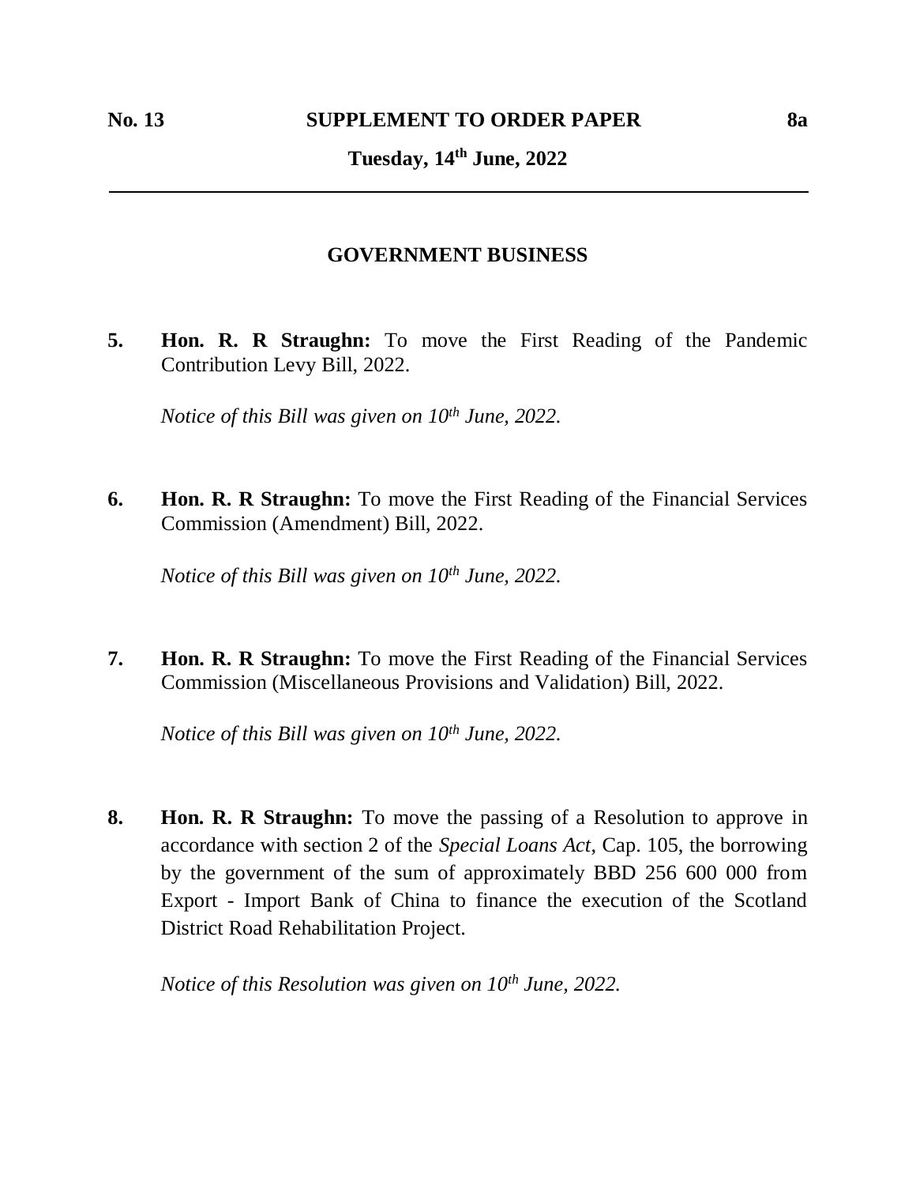**No. 13** **SUPPLEMENT TO ORDER PAPER** **8a**

**Tuesday, 14th June, 2022**

---

## GOVERNMENT BUSINESS

**5.** **Hon. R. R Straughn:** To move the First Reading of the Pandemic Contribution Levy Bill, 2022.

*Notice of this Bill was given on 10th June, 2022.*

**6.** **Hon. R. R Straughn:** To move the First Reading of the Financial Services Commission (Amendment) Bill, 2022.

*Notice of this Bill was given on 10th June, 2022.*

**7.** **Hon. R. R Straughn:** To move the First Reading of the Financial Services Commission (Miscellaneous Provisions and Validation) Bill, 2022.

*Notice of this Bill was given on 10th June, 2022.*

**8.** **Hon. R. R Straughn:** To move the passing of a Resolution to approve in accordance with section 2 of the *Special Loans Act*, Cap. 105, the borrowing by the government of the sum of approximately BBD 256 600 000 from Export - Import Bank of China to finance the execution of the Scotland District Road Rehabilitation Project.

*Notice of this Resolution was given on 10th June, 2022.*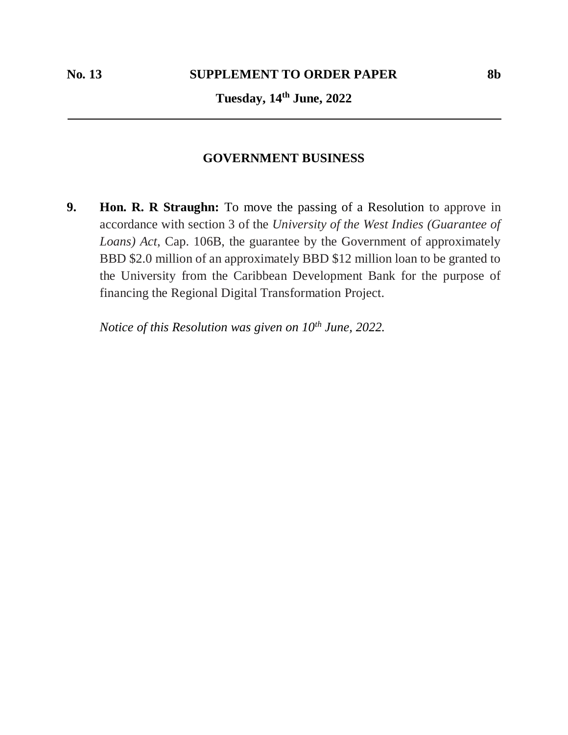**No. 13** **SUPPLEMENT TO ORDER PAPER** **8b**

**Tuesday, 14th June, 2022**

## GOVERNMENT BUSINESS

**9.** **Hon. R. R Straughn:** To move the passing of a Resolution to approve in accordance with section 3 of the *University of the West Indies (Guarantee of Loans) Act*, Cap. 106B, the guarantee by the Government of approximately BBD $2.0 million of an approximately BBD $12 million loan to be granted to the University from the Caribbean Development Bank for the purpose of financing the Regional Digital Transformation Project.

*Notice of this Resolution was given on 10th June, 2022.*